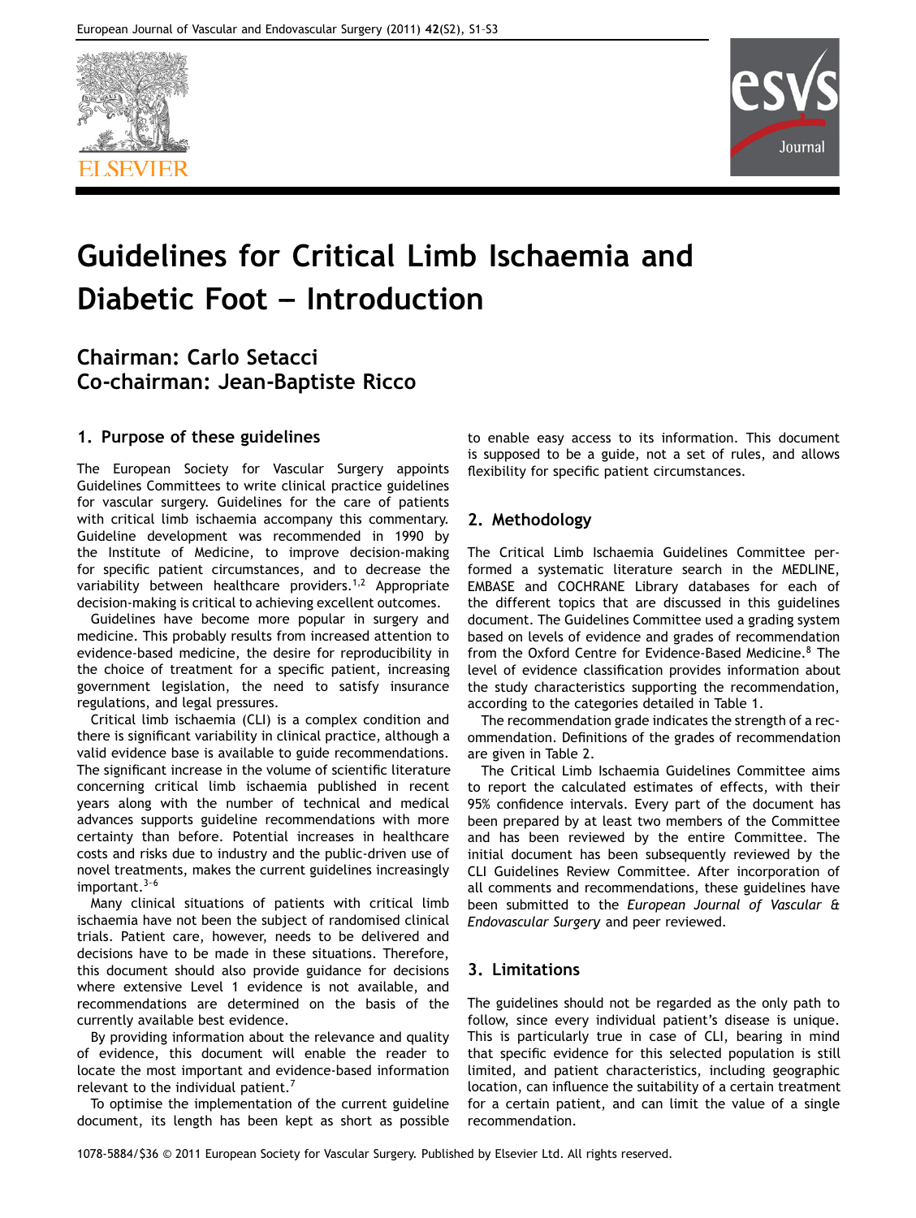# Guidelines for Critical Limb Ischaemia and Diabetic Foot – Introduction

## Chairman: Carlo Setacci
## Co-chairman: Jean-Baptiste Ricco

## 1. Purpose of these guidelines

The European Society for Vascular Surgery appoints Guidelines Committees to write clinical practice guidelines for vascular surgery. Guidelines for the care of patients with critical limb ischaemia accompany this commentary. Guideline development was recommended in 1990 by the Institute of Medicine, to improve decision-making for specific patient circumstances, and to decrease the variability between healthcare providers.[1,2] Appropriate decision-making is critical to achieving excellent outcomes.

Guidelines have become more popular in surgery and medicine. This probably results from increased attention to evidence-based medicine, the desire for reproducibility in the choice of treatment for a specific patient, increasing government legislation, the need to satisfy insurance regulations, and legal pressures.

Critical limb ischaemia (CLI) is a complex condition and there is significant variability in clinical practice, although a valid evidence base is available to guide recommendations. The significant increase in the volume of scientific literature concerning critical limb ischaemia published in recent years along with the number of technical and medical advances supports guideline recommendations with more certainty than before. Potential increases in healthcare costs and risks due to industry and the public-driven use of novel treatments, makes the current guidelines increasingly important.[3–6]

Many clinical situations of patients with critical limb ischaemia have not been the subject of randomised clinical trials. Patient care, however, needs to be delivered and decisions have to be made in these situations. Therefore, this document should also provide guidance for decisions where extensive Level 1 evidence is not available, and recommendations are determined on the basis of the currently available best evidence.

By providing information about the relevance and quality of evidence, this document will enable the reader to locate the most important and evidence-based information relevant to the individual patient.[7]

To optimise the implementation of the current guideline document, its length has been kept as short as possible to enable easy access to its information. This document is supposed to be a guide, not a set of rules, and allows flexibility for specific patient circumstances.

## 2. Methodology

The Critical Limb Ischaemia Guidelines Committee performed a systematic literature search in the MEDLINE, EMBASE and COCHRANE Library databases for each of the different topics that are discussed in this guidelines document. The Guidelines Committee used a grading system based on levels of evidence and grades of recommendation from the Oxford Centre for Evidence-Based Medicine.[8] The level of evidence classification provides information about the study characteristics supporting the recommendation, according to the categories detailed in Table 1.

The recommendation grade indicates the strength of a recommendation. Definitions of the grades of recommendation are given in Table 2.

The Critical Limb Ischaemia Guidelines Committee aims to report the calculated estimates of effects, with their 95% confidence intervals. Every part of the document has been prepared by at least two members of the Committee and has been reviewed by the entire Committee. The initial document has been subsequently reviewed by the CLI Guidelines Review Committee. After incorporation of all comments and recommendations, these guidelines have been submitted to the *European Journal of Vascular & Endovascular Surgery* and peer reviewed.

## 3. Limitations

The guidelines should not be regarded as the only path to follow, since every individual patient's disease is unique. This is particularly true in case of CLI, bearing in mind that specific evidence for this selected population is still limited, and patient characteristics, including geographic location, can influence the suitability of a certain treatment for a certain patient, and can limit the value of a single recommendation.

1078-5884/$36 © 2011 European Society for Vascular Surgery. Published by Elsevier Ltd. All rights reserved.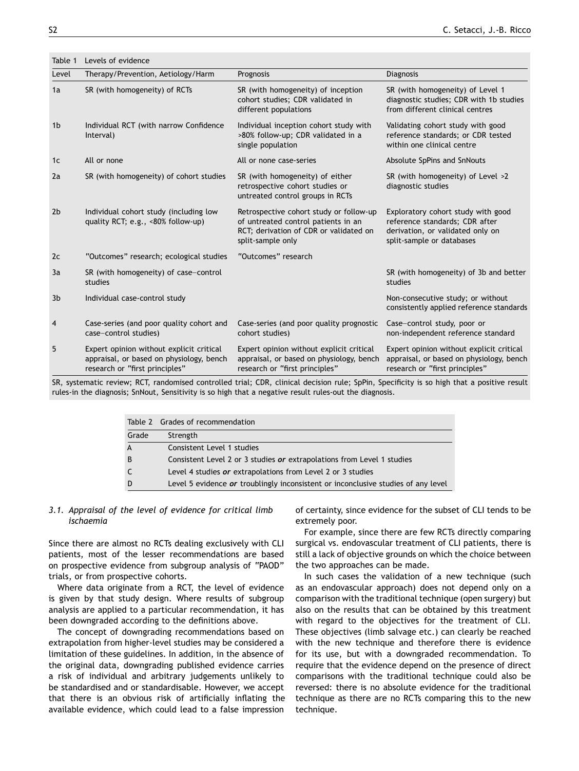Table 1 Levels of evidence

| Level | Therapy/Prevention, Aetiology/Harm | Prognosis | Diagnosis |
|---|---|---|---|
| 1a | SR (with homogeneity) of RCTs | SR (with homogeneity) of inception cohort studies; CDR validated in different populations | SR (with homogeneity) of Level 1 diagnostic studies; CDR with 1b studies from different clinical centres |
| 1b | Individual RCT (with narrow Confidence Interval) | Individual inception cohort study with >80% follow-up; CDR validated in a single population | Validating cohort study with good reference standards; or CDR tested within one clinical centre |
| 1c | All or none | All or none case-series | Absolute SpPins and SnNouts |
| 2a | SR (with homogeneity) of cohort studies | SR (with homogeneity) of either retrospective cohort studies or untreated control groups in RCTs | SR (with homogeneity) of Level >2 diagnostic studies |
| 2b | Individual cohort study (including low quality RCT; e.g., <80% follow-up) | Retrospective cohort study or follow-up of untreated control patients in an RCT; derivation of CDR or validated on split-sample only | Exploratory cohort study with good reference standards; CDR after derivation, or validated only on split-sample or databases |
| 2c | "Outcomes" research; ecological studies | "Outcomes" research | |
| 3a | SR (with homogeneity) of case–control studies | | SR (with homogeneity) of 3b and better studies |
| 3b | Individual case-control study | | Non-consecutive study; or without consistently applied reference standards |
| 4 | Case-series (and poor quality cohort and case–control studies) | Case-series (and poor quality prognostic cohort studies) | Case–control study, poor or non-independent reference standard |
| 5 | Expert opinion without explicit critical appraisal, or based on physiology, bench research or "first principles" | Expert opinion without explicit critical appraisal, or based on physiology, bench research or "first principles" | Expert opinion without explicit critical appraisal, or based on physiology, bench research or "first principles" |

SR, systematic review; RCT, randomised controlled trial; CDR, clinical decision rule; SpPin, Specificity is so high that a positive result rules-in the diagnosis; SnNout, Sensitivity is so high that a negative result rules-out the diagnosis.

Table 2 Grades of recommendation

| Grade | Strength |
|---|---|
| A | Consistent Level 1 studies |
| B | Consistent Level 2 or 3 studies ***or*** extrapolations from Level 1 studies |
| C | Level 4 studies ***or*** extrapolations from Level 2 or 3 studies |
| D | Level 5 evidence ***or*** troublingly inconsistent or inconclusive studies of any level |

### *3.1. Appraisal of the level of evidence for critical limb ischaemia*

Since there are almost no RCTs dealing exclusively with CLI patients, most of the lesser recommendations are based on prospective evidence from subgroup analysis of "PAOD" trials, or from prospective cohorts.

Where data originate from a RCT, the level of evidence is given by that study design. Where results of subgroup analysis are applied to a particular recommendation, it has been downgraded according to the definitions above.

The concept of downgrading recommendations based on extrapolation from higher-level studies may be considered a limitation of these guidelines. In addition, in the absence of the original data, downgrading published evidence carries a risk of individual and arbitrary judgements unlikely to be standardised and or standardisable. However, we accept that there is an obvious risk of artificially inflating the available evidence, which could lead to a false impression of certainty, since evidence for the subset of CLI tends to be extremely poor.

For example, since there are few RCTs directly comparing surgical vs. endovascular treatment of CLI patients, there is still a lack of objective grounds on which the choice between the two approaches can be made.

In such cases the validation of a new technique (such as an endovascular approach) does not depend only on a comparison with the traditional technique (open surgery) but also on the results that can be obtained by this treatment with regard to the objectives for the treatment of CLI. These objectives (limb salvage etc.) can clearly be reached with the new technique and therefore there is evidence for its use, but with a downgraded recommendation. To require that the evidence depend on the presence of direct comparisons with the traditional technique could also be reversed: there is no absolute evidence for the traditional technique as there are no RCTs comparing this to the new technique.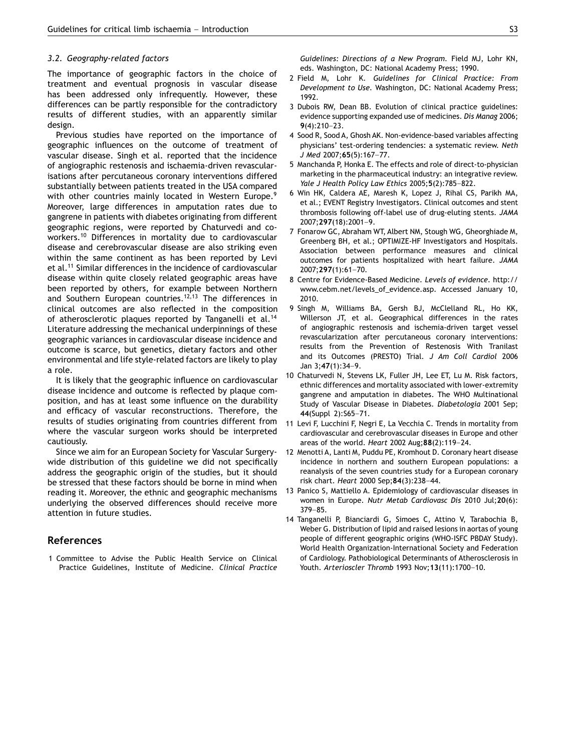### 3.2. Geography-related factors

The importance of geographic factors in the choice of treatment and eventual prognosis in vascular disease has been addressed only infrequently. However, these differences can be partly responsible for the contradictory results of different studies, with an apparently similar design.

Previous studies have reported on the importance of geographic influences on the outcome of treatment of vascular disease. Singh et al. reported that the incidence of angiographic restenosis and ischaemia-driven revascularisations after percutaneous coronary interventions differed substantially between patients treated in the USA compared with other countries mainly located in Western Europe.[9] Moreover, large differences in amputation rates due to gangrene in patients with diabetes originating from different geographic regions, were reported by Chaturvedi and coworkers.[10] Differences in mortality due to cardiovascular disease and cerebrovascular disease are also striking even within the same continent as has been reported by Levi et al.[11] Similar differences in the incidence of cardiovascular disease within quite closely related geographic areas have been reported by others, for example between Northern and Southern European countries.[12,13] The differences in clinical outcomes are also reflected in the composition of atherosclerotic plaques reported by Tanganelli et al.[14] Literature addressing the mechanical underpinnings of these geographic variances in cardiovascular disease incidence and outcome is scarce, but genetics, dietary factors and other environmental and life style-related factors are likely to play a role.

It is likely that the geographic influence on cardiovascular disease incidence and outcome is reflected by plaque composition, and has at least some influence on the durability and efficacy of vascular reconstructions. Therefore, the results of studies originating from countries different from where the vascular surgeon works should be interpreted cautiously.

Since we aim for an European Society for Vascular Surgery-wide distribution of this guideline we did not specifically address the geographic origin of the studies, but it should be stressed that these factors should be borne in mind when reading it. Moreover, the ethnic and geographic mechanisms underlying the observed differences should receive more attention in future studies.

## References

1 Committee to Advise the Public Health Service on Clinical Practice Guidelines, Institute of Medicine. *Clinical Practice Guidelines: Directions of a New Program*. Field MJ, Lohr KN, eds. Washington, DC: National Academy Press; 1990.

2 Field M, Lohr K. *Guidelines for Clinical Practice: From Development to Use*. Washington, DC: National Academy Press; 1992.

3 Dubois RW, Dean BB. Evolution of clinical practice guidelines: evidence supporting expanded use of medicines. *Dis Manag* 2006; **9**(4):210–23.

4 Sood R, Sood A, Ghosh AK. Non-evidence-based variables affecting physicians' test-ordering tendencies: a systematic review. *Neth J Med* 2007;**65**(5):167–77.

5 Manchanda P, Honka E. The effects and role of direct-to-physician marketing in the pharmaceutical industry: an integrative review. *Yale J Health Policy Law Ethics* 2005;**5**(2):785–822.

6 Win HK, Caldera AE, Maresh K, Lopez J, Rihal CS, Parikh MA, et al.; EVENT Registry Investigators. Clinical outcomes and stent thrombosis following off-label use of drug-eluting stents. *JAMA* 2007;**297**(18):2001–9.

7 Fonarow GC, Abraham WT, Albert NM, Stough WG, Gheorghiade M, Greenberg BH, et al.; OPTIMIZE-HF Investigators and Hospitals. Association between performance measures and clinical outcomes for patients hospitalized with heart failure. *JAMA* 2007;**297**(1):61–70.

8 Centre for Evidence-Based Medicine. *Levels of evidence*. http://www.cebm.net/levels_of_evidence.asp. Accessed January 10, 2010.

9 Singh M, Williams BA, Gersh BJ, McClelland RL, Ho KK, Willerson JT, et al. Geographical differences in the rates of angiographic restenosis and ischemia-driven target vessel revascularization after percutaneous coronary interventions: results from the Prevention of Restenosis With Tranilast and its Outcomes (PRESTO) Trial. *J Am Coll Cardiol* 2006 Jan 3;**47**(1):34–9.

10 Chaturvedi N, Stevens LK, Fuller JH, Lee ET, Lu M. Risk factors, ethnic differences and mortality associated with lower-extremity gangrene and amputation in diabetes. The WHO Multinational Study of Vascular Disease in Diabetes. *Diabetologia* 2001 Sep; **44**(Suppl 2):S65–71.

11 Levi F, Lucchini F, Negri E, La Vecchia C. Trends in mortality from cardiovascular and cerebrovascular diseases in Europe and other areas of the world. *Heart* 2002 Aug;**88**(2):119–24.

12 Menotti A, Lanti M, Puddu PE, Kromhout D. Coronary heart disease incidence in northern and southern European populations: a reanalysis of the seven countries study for a European coronary risk chart. *Heart* 2000 Sep;**84**(3):238–44.

13 Panico S, Mattiello A. Epidemiology of cardiovascular diseases in women in Europe. *Nutr Metab Cardiovasc Dis* 2010 Jul;**20**(6): 379–85.

14 Tanganelli P, Bianciardi G, Simoes C, Attino V, Tarabochia B, Weber G. Distribution of lipid and raised lesions in aortas of young people of different geographic origins (WHO-ISFC PBDAY Study). World Health Organization-International Society and Federation of Cardiology. Pathobiological Determinants of Atherosclerosis in Youth. *Arterioscler Thromb* 1993 Nov;**13**(11):1700–10.